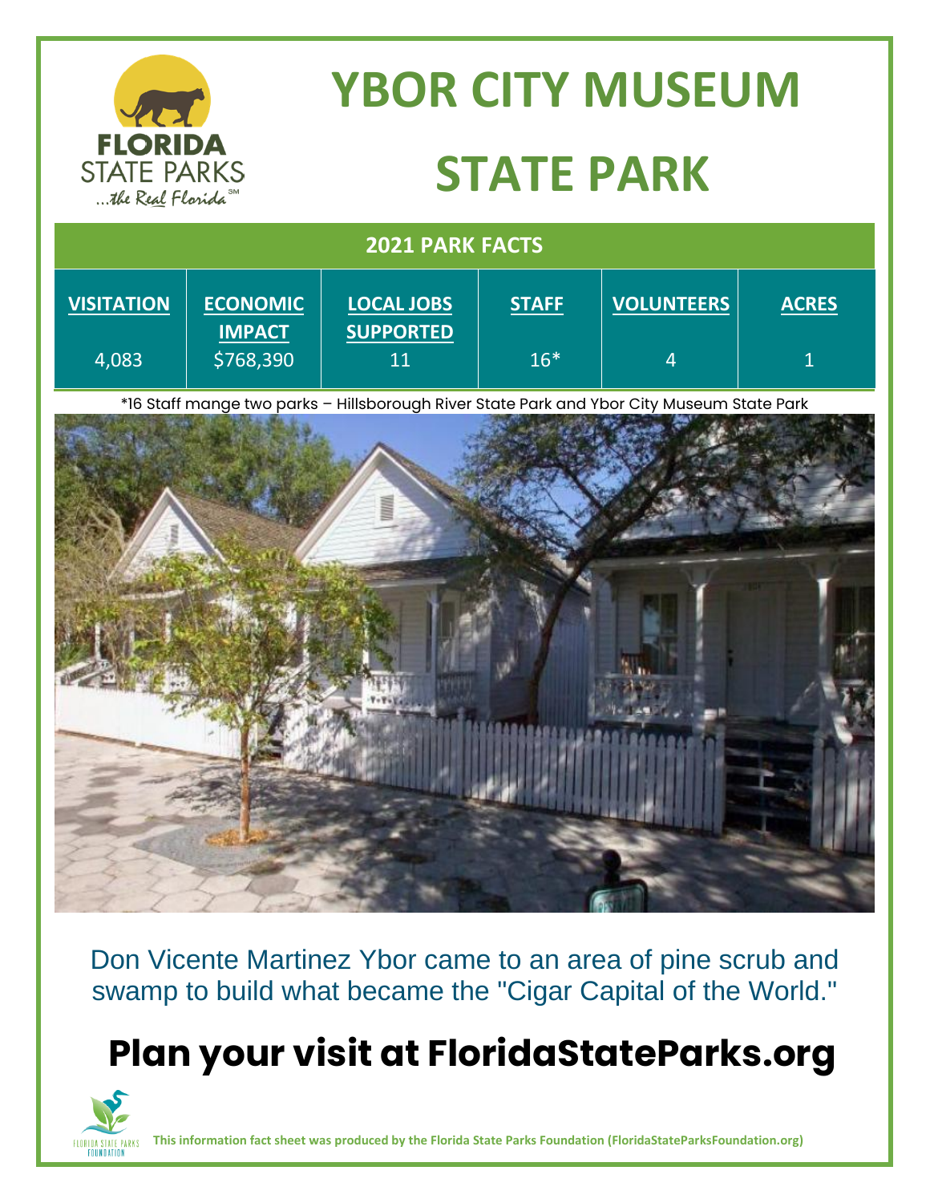# YBOR CITY MUSEUM STATE PARK

## 2021 PARK FACTS

| VISITATION | ECONOMIC IMPACT | LOCAL JOBS SUPPORTED | STAFF | VOLUNTEERS | ACRES |
|---|---|---|---|---|---|
| 4,083 | $768,390 | 11 | 16* | 4 | 1 |

*16 Staff mange two parks – Hillsborough River State Park and Ybor City Museum State Park

Don Vicente Martinez Ybor came to an area of pine scrub and swamp to build what became the "Cigar Capital of the World."

## Plan your visit at FloridaStateParks.org

**This information fact sheet was produced by the Florida State Parks Foundation (FloridaStateParksFoundation.org)**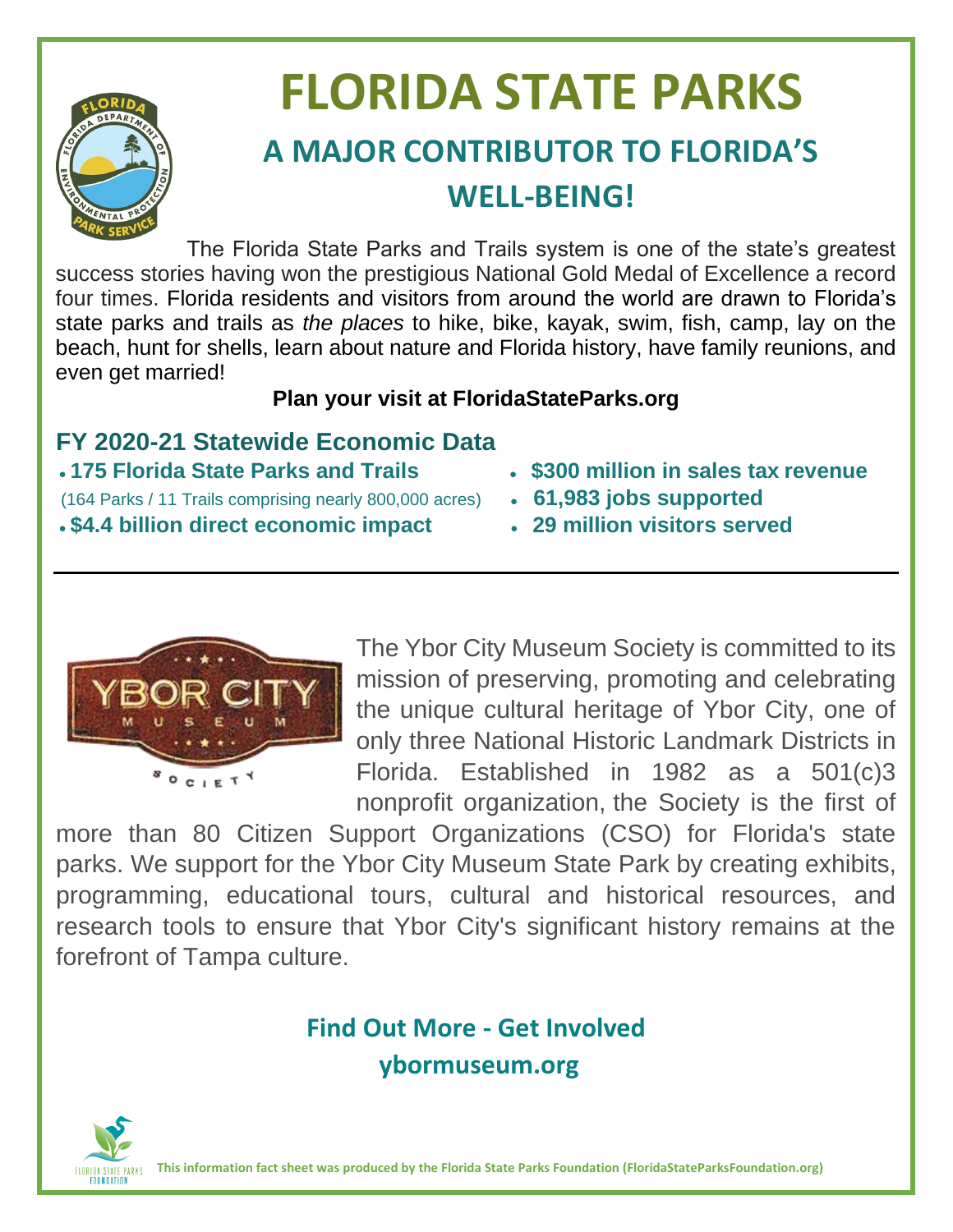# FLORIDA STATE PARKS

## A MAJOR CONTRIBUTOR TO FLORIDA'S WELL-BEING!

The Florida State Parks and Trails system is one of the state's greatest success stories having won the prestigious National Gold Medal of Excellence a record four times. Florida residents and visitors from around the world are drawn to Florida's state parks and trails as *the places* to hike, bike, kayak, swim, fish, camp, lay on the beach, hunt for shells, learn about nature and Florida history, have family reunions, and even get married!

**Plan your visit at FloridaStateParks.org**

### FY 2020-21 Statewide Economic Data

- **175 Florida State Parks and Trails**
  (164 Parks / 11 Trails comprising nearly 800,000 acres)
- **$4.4 billion direct economic impact**
- **$300 million in sales tax revenue**
- **61,983 jobs supported**
- **29 million visitors served**

---

The Ybor City Museum Society is committed to its mission of preserving, promoting and celebrating the unique cultural heritage of Ybor City, one of only three National Historic Landmark Districts in Florida. Established in 1982 as a 501(c)3 nonprofit organization, the Society is the first of more than 80 Citizen Support Organizations (CSO) for Florida's state parks. We support for the Ybor City Museum State Park by creating exhibits, programming, educational tours, cultural and historical resources, and research tools to ensure that Ybor City's significant history remains at the forefront of Tampa culture.

## Find Out More - Get Involved

## ybormuseum.org

This information fact sheet was produced by the Florida State Parks Foundation (FloridaStateParksFoundation.org)